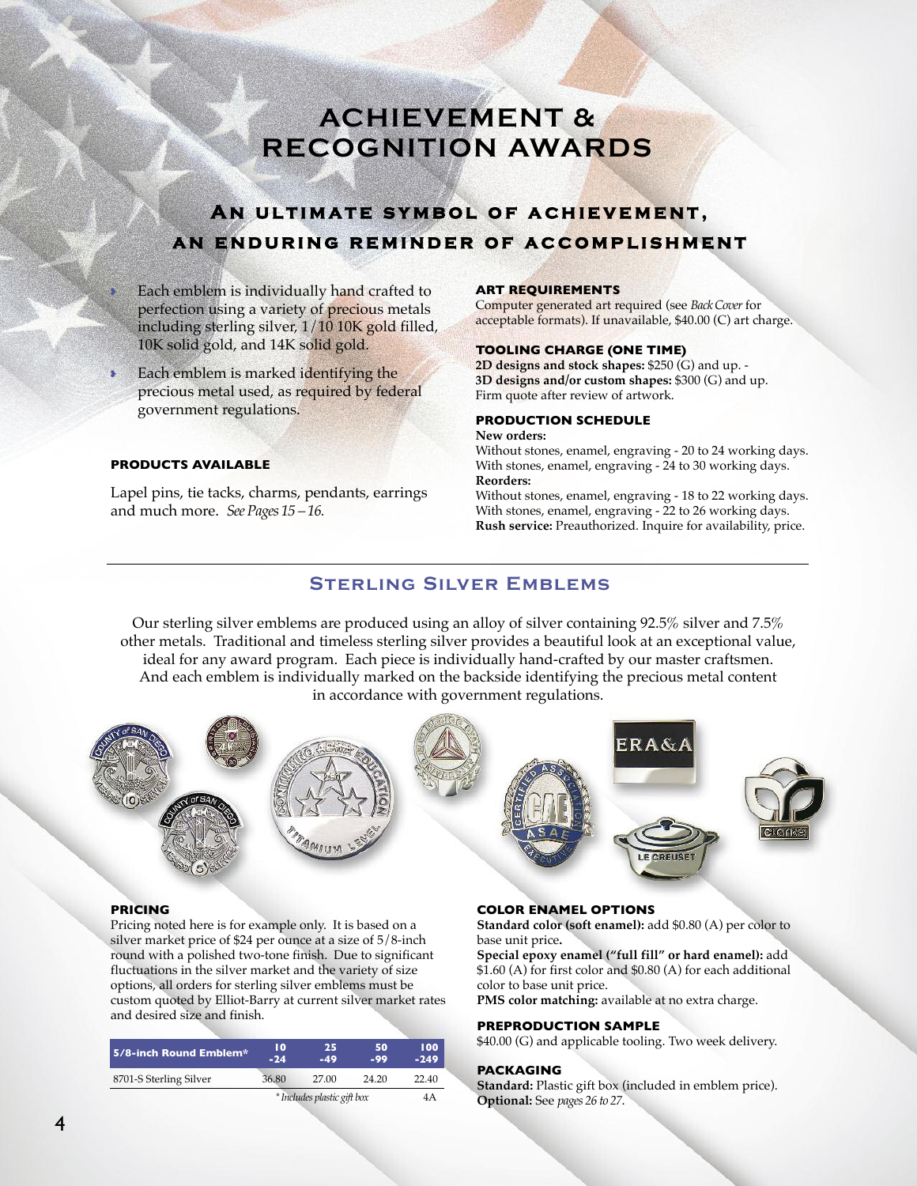# ACHIEVEMENT & RECOGNITION AWARDS

## An ultimate symbol of achievement, an enduring reminder of accomplishment

- Each emblem is individually hand crafted to perfection using a variety of precious metals including sterling silver, 1/10 10K gold filled, 10K solid gold, and 14K solid gold.
- Each emblem is marked identifying the precious metal used, as required by federal government regulations.

#### PRODUCTS AVAILABLE

Lapel pins, tie tacks, charms, pendants, earrings and much more. *See Pages 15 – 16.*

#### ART REQUIREMENTS

Computer generated art required (see *Back Cover* for acceptable formats). If unavailable, $40.00 (C) art charge.

#### TOOLING CHARGE (ONE TIME)

**2D designs and stock shapes:** $250 (G) and up. -
**3D designs and/or custom shapes:** $300 (G) and up.
Firm quote after review of artwork.

#### PRODUCTION SCHEDULE

**New orders:**
Without stones, enamel, engraving - 20 to 24 working days.
With stones, enamel, engraving - 24 to 30 working days.
**Reorders:**
Without stones, enamel, engraving - 18 to 22 working days.
With stones, enamel, engraving - 22 to 26 working days.
**Rush service:** Preauthorized. Inquire for availability, price.

## Sterling Silver Emblems

Our sterling silver emblems are produced using an alloy of silver containing 92.5% silver and 7.5% other metals. Traditional and timeless sterling silver provides a beautiful look at an exceptional value, ideal for any award program. Each piece is individually hand-crafted by our master craftsmen. And each emblem is individually marked on the backside identifying the precious metal content in accordance with government regulations.

#### PRICING

Pricing noted here is for example only. It is based on a silver market price of $24 per ounce at a size of 5/8-inch round with a polished two-tone finish. Due to significant fluctuations in the silver market and the variety of size options, all orders for sterling silver emblems must be custom quoted by Elliot-Barry at current silver market rates and desired size and finish.

| 5/8-inch Round Emblem* | 10 -24 | 25 -49 | 50 -99 | 100 -249 |
|---|---|---|---|---|
| 8701-S Sterling Silver | 36.80 | 27.00 | 24.20 | 22.40 |
| | *\* Includes plastic gift box* | | | 4A |

#### COLOR ENAMEL OPTIONS

**Standard color (soft enamel):** add $0.80 (A) per color to base unit price**.**
**Special epoxy enamel ("full fill" or hard enamel):** add $1.60 (A) for first color and $0.80 (A) for each additional color to base unit price.
**PMS color matching:** available at no extra charge.

#### PREPRODUCTION SAMPLE

$40.00 (G) and applicable tooling. Two week delivery.

#### PACKAGING

**Standard:** Plastic gift box (included in emblem price).
**Optional:** See *pages 26 to 27*.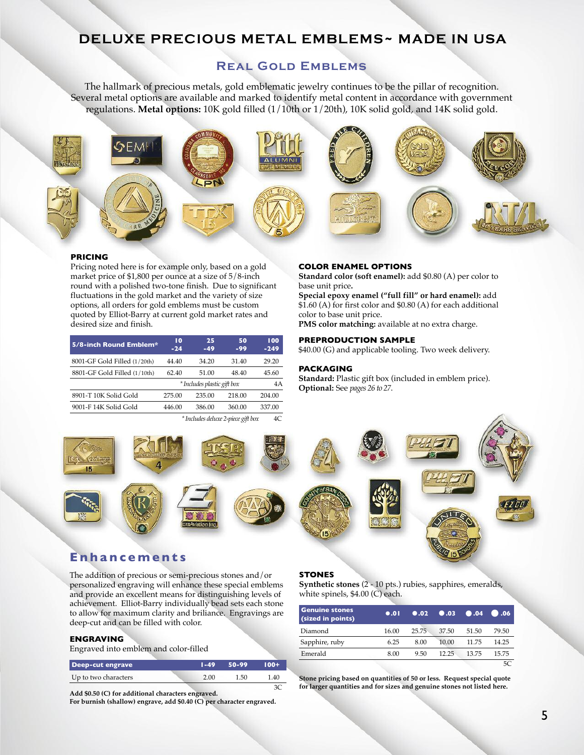# DELUXE PRECIOUS METAL EMBLEMS~ MADE IN USA

## Real Gold Emblems

The hallmark of precious metals, gold emblematic jewelry continues to be the pillar of recognition. Several metal options are available and marked to identify metal content in accordance with government regulations. **Metal options:** 10K gold filled (1/10th or 1/20th), 10K solid gold, and 14K solid gold.

### PRICING

Pricing noted here is for example only, based on a gold market price of $1,800 per ounce at a size of 5/8-inch round with a polished two-tone finish. Due to significant fluctuations in the gold market and the variety of size options, all orders for gold emblems must be custom quoted by Elliot-Barry at current gold market rates and desired size and finish.

| 5/8-inch Round Emblem* | 10 -24 | 25 -49 | 50 -99 | 100 -249 |
|---|---|---|---|---|
| 8001-GF Gold Filled (1/20th) | 44.40 | 34.20 | 31.40 | 29.20 |
| 8801-GF Gold Filled (1/10th) | 62.40 | 51.00 | 48.40 | 45.60 |
| | | *\* Includes plastic gift box* | | 4A |
| 8901-T 10K Solid Gold | 275.00 | 235.00 | 218.00 | 204.00 |
| 9001-F 14K Solid Gold | 446.00 | 386.00 | 360.00 | 337.00 |
| | | *\* Includes deluxe 2-piece gift box* | | 4C |

### COLOR ENAMEL OPTIONS

**Standard color (soft enamel):** add $0.80 (A) per color to base unit price**.**

**Special epoxy enamel ("full fill" or hard enamel):** add $1.60 (A) for first color and $0.80 (A) for each additional color to base unit price.

**PMS color matching:** available at no extra charge.

### PREPRODUCTION SAMPLE

$40.00 (G) and applicable tooling. Two week delivery.

### PACKAGING

**Standard:** Plastic gift box (included in emblem price).
**Optional:** See *pages 26 to 27*.

## Enhancements

The addition of precious or semi-precious stones and/or personalized engraving will enhance these special emblems and provide an excellent means for distinguishing levels of achievement. Elliot-Barry individually bead sets each stone to allow for maximum clarity and briliance. Engravings are deep-cut and can be filled with color.

### ENGRAVING

Engraved into emblem and color-filled

| Deep-cut engrave | 1-49 | 50-99 | 100+ |
|---|---|---|---|
| Up to two characters | 2.00 | 1.50 | 1.40 |
| | | | 3C |

**Add $0.50 (C) for additional characters engraved.**
**For burnish (shallow) engrave, add $0.40 (C) per character engraved.**

### STONES

**Synthetic stones** (2 - 10 pts.) rubies, sapphires, emeralds, white spinels, $4.00 (C) each.

| Genuine stones (sized in points) | .01 | .02 | .03 | .04 | .06 |
|---|---|---|---|---|---|
| Diamond | 16.00 | 25.75 | 37.50 | 51.50 | 79.50 |
| Sapphire, ruby | 6.25 | 8.00 | 10.00 | 11.75 | 14.25 |
| Emerald | 8.00 | 9.50 | 12.25 | 13.75 | 15.75 |
| | | | | | 5C |

**Stone pricing based on quantities of 50 or less. Request special quote for larger quantities and for sizes and genuine stones not listed here.**